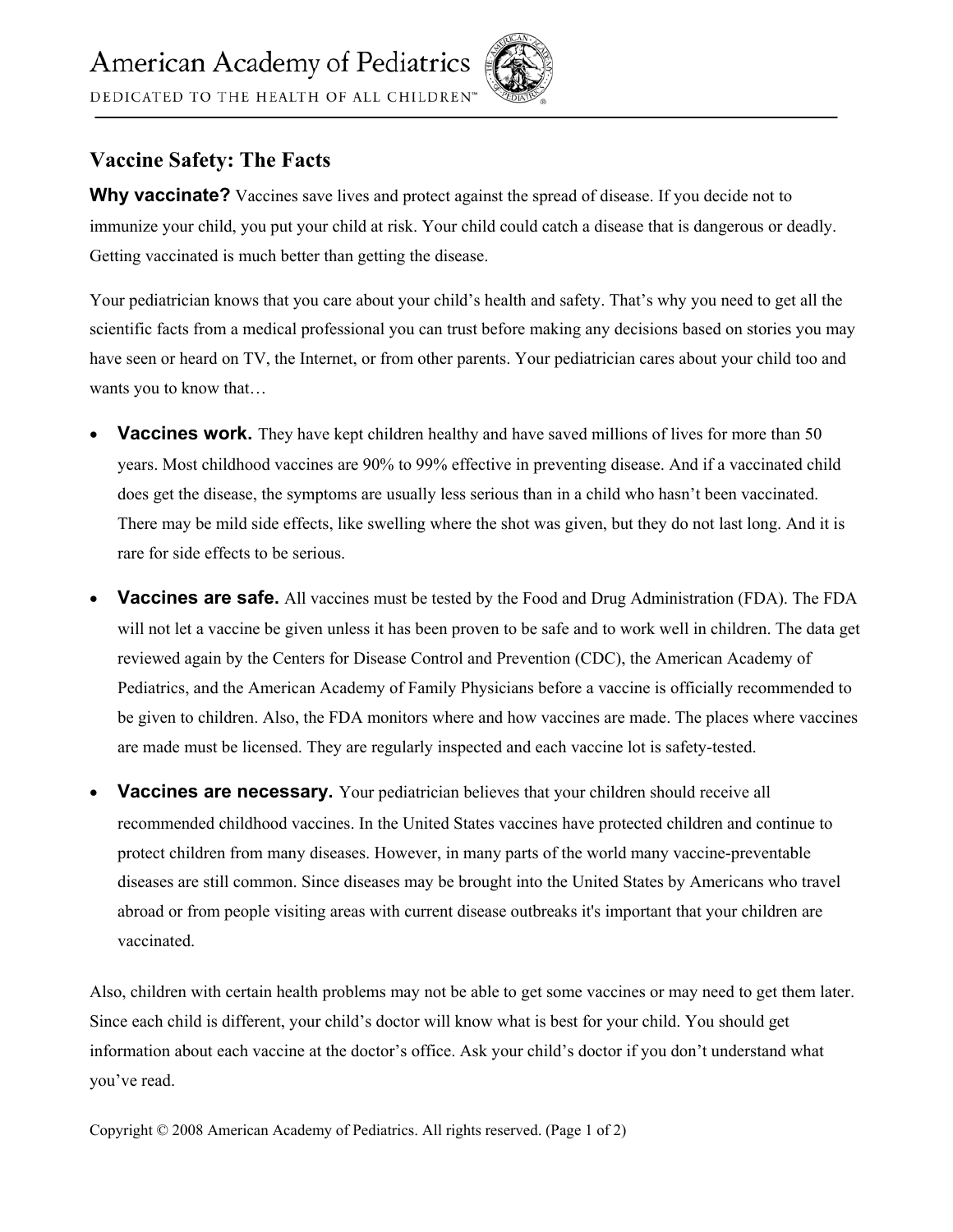American Academy of Pediatrics

DEDICATED TO THE HEALTH OF ALL CHILDREN™

## Vaccine Safety: The Facts

**Why vaccinate?** Vaccines save lives and protect against the spread of disease. If you decide not to immunize your child, you put your child at risk. Your child could catch a disease that is dangerous or deadly. Getting vaccinated is much better than getting the disease.

Your pediatrician knows that you care about your child's health and safety. That's why you need to get all the scientific facts from a medical professional you can trust before making any decisions based on stories you may have seen or heard on TV, the Internet, or from other parents. Your pediatrician cares about your child too and wants you to know that…

- **Vaccines work.** They have kept children healthy and have saved millions of lives for more than 50 years. Most childhood vaccines are 90% to 99% effective in preventing disease. And if a vaccinated child does get the disease, the symptoms are usually less serious than in a child who hasn't been vaccinated. There may be mild side effects, like swelling where the shot was given, but they do not last long. And it is rare for side effects to be serious.

- **Vaccines are safe.** All vaccines must be tested by the Food and Drug Administration (FDA). The FDA will not let a vaccine be given unless it has been proven to be safe and to work well in children. The data get reviewed again by the Centers for Disease Control and Prevention (CDC), the American Academy of Pediatrics, and the American Academy of Family Physicians before a vaccine is officially recommended to be given to children. Also, the FDA monitors where and how vaccines are made. The places where vaccines are made must be licensed. They are regularly inspected and each vaccine lot is safety-tested.

- **Vaccines are necessary.** Your pediatrician believes that your children should receive all recommended childhood vaccines. In the United States vaccines have protected children and continue to protect children from many diseases. However, in many parts of the world many vaccine-preventable diseases are still common. Since diseases may be brought into the United States by Americans who travel abroad or from people visiting areas with current disease outbreaks it's important that your children are vaccinated.

Also, children with certain health problems may not be able to get some vaccines or may need to get them later. Since each child is different, your child's doctor will know what is best for your child. You should get information about each vaccine at the doctor's office. Ask your child's doctor if you don't understand what you've read.

Copyright © 2008 American Academy of Pediatrics. All rights reserved.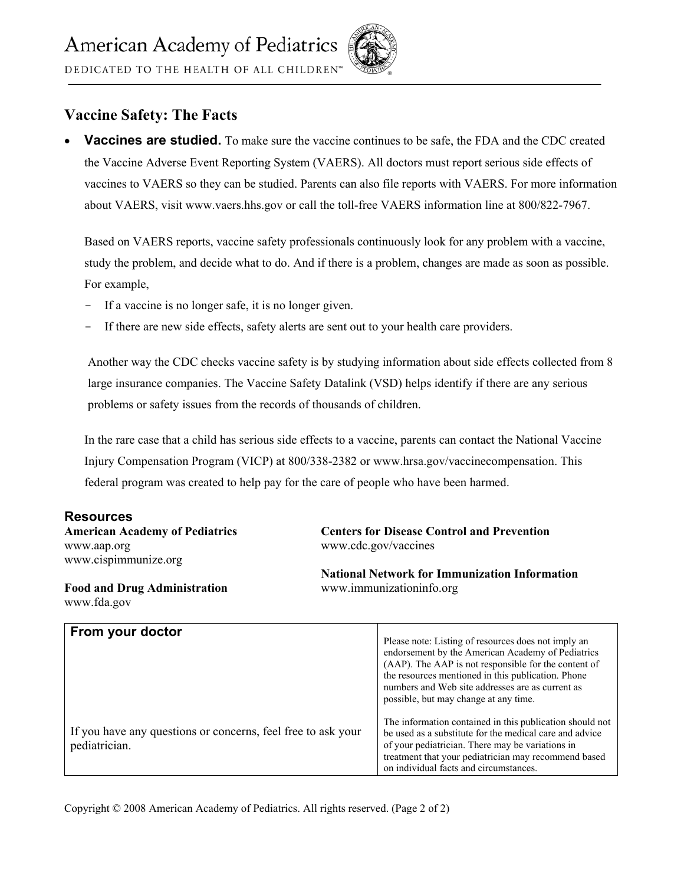## Vaccine Safety: The Facts

- **Vaccines are studied.** To make sure the vaccine continues to be safe, the FDA and the CDC created the Vaccine Adverse Event Reporting System (VAERS). All doctors must report serious side effects of vaccines to VAERS so they can be studied. Parents can also file reports with VAERS. For more information about VAERS, visit www.vaers.hhs.gov or call the toll-free VAERS information line at 800/822-7967.

  Based on VAERS reports, vaccine safety professionals continuously look for any problem with a vaccine, study the problem, and decide what to do. And if there is a problem, changes are made as soon as possible. For example,

  - If a vaccine is no longer safe, it is no longer given.
  - If there are new side effects, safety alerts are sent out to your health care providers.

  Another way the CDC checks vaccine safety is by studying information about side effects collected from 8 large insurance companies. The Vaccine Safety Datalink (VSD) helps identify if there are any serious problems or safety issues from the records of thousands of children.

  In the rare case that a child has serious side effects to a vaccine, parents can contact the National Vaccine Injury Compensation Program (VICP) at 800/338-2382 or www.hrsa.gov/vaccinecompensation. This federal program was created to help pay for the care of people who have been harmed.

### Resources

**American Academy of Pediatrics**
www.aap.org
www.cispimmunize.org

**Food and Drug Administration**
www.fda.gov

**Centers for Disease Control and Prevention**
www.cdc.gov/vaccines

**National Network for Immunization Information**
www.immunizationinfo.org

| **From your doctor** | |
|---|---|
| If you have any questions or concerns, feel free to ask your pediatrician. | Please note: Listing of resources does not imply an endorsement by the American Academy of Pediatrics (AAP). The AAP is not responsible for the content of the resources mentioned in this publication. Phone numbers and Web site addresses are as current as possible, but may change at any time.<br><br>The information contained in this publication should not be used as a substitute for the medical care and advice of your pediatrician. There may be variations in treatment that your pediatrician may recommend based on individual facts and circumstances. |

Copyright © 2008 American Academy of Pediatrics. All rights reserved.